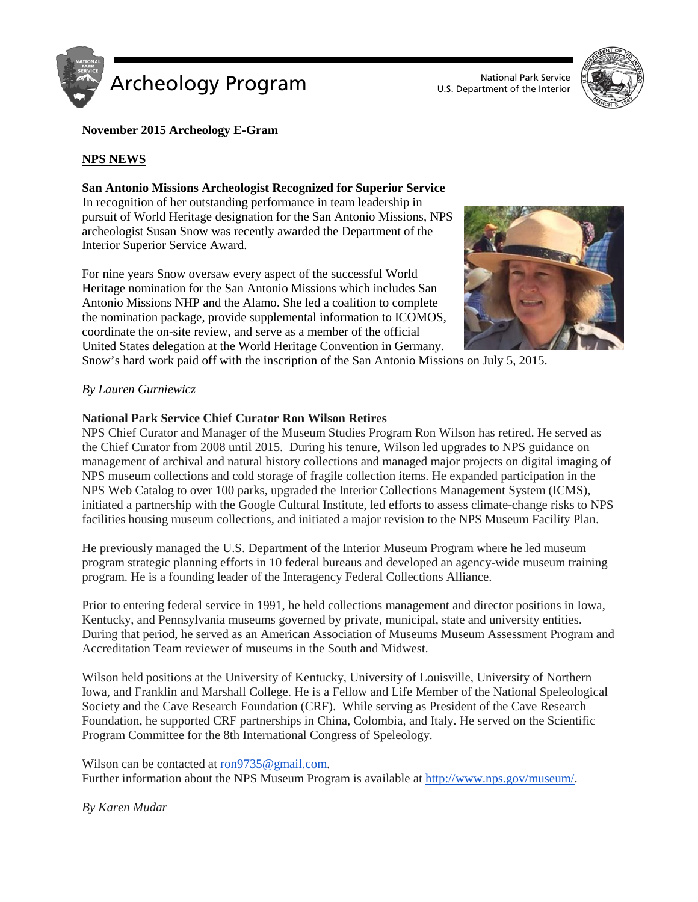# Archeology Program

National Park Service
U.S. Department of the Interior

**November 2015 Archeology E-Gram**

## NPS NEWS

### San Antonio Missions Archeologist Recognized for Superior Service

In recognition of her outstanding performance in team leadership in pursuit of World Heritage designation for the San Antonio Missions, NPS archeologist Susan Snow was recently awarded the Department of the Interior Superior Service Award.

For nine years Snow oversaw every aspect of the successful World Heritage nomination for the San Antonio Missions which includes San Antonio Missions NHP and the Alamo. She led a coalition to complete the nomination package, provide supplemental information to ICOMOS, coordinate the on-site review, and serve as a member of the official United States delegation at the World Heritage Convention in Germany. Snow's hard work paid off with the inscription of the San Antonio Missions on July 5, 2015.

*By Lauren Gurniewicz*

### National Park Service Chief Curator Ron Wilson Retires

NPS Chief Curator and Manager of the Museum Studies Program Ron Wilson has retired. He served as the Chief Curator from 2008 until 2015. During his tenure, Wilson led upgrades to NPS guidance on management of archival and natural history collections and managed major projects on digital imaging of NPS museum collections and cold storage of fragile collection items. He expanded participation in the NPS Web Catalog to over 100 parks, upgraded the Interior Collections Management System (ICMS), initiated a partnership with the Google Cultural Institute, led efforts to assess climate-change risks to NPS facilities housing museum collections, and initiated a major revision to the NPS Museum Facility Plan.

He previously managed the U.S. Department of the Interior Museum Program where he led museum program strategic planning efforts in 10 federal bureaus and developed an agency-wide museum training program. He is a founding leader of the Interagency Federal Collections Alliance.

Prior to entering federal service in 1991, he held collections management and director positions in Iowa, Kentucky, and Pennsylvania museums governed by private, municipal, state and university entities. During that period, he served as an American Association of Museums Museum Assessment Program and Accreditation Team reviewer of museums in the South and Midwest.

Wilson held positions at the University of Kentucky, University of Louisville, University of Northern Iowa, and Franklin and Marshall College. He is a Fellow and Life Member of the National Speleological Society and the Cave Research Foundation (CRF). While serving as President of the Cave Research Foundation, he supported CRF partnerships in China, Colombia, and Italy. He served on the Scientific Program Committee for the 8th International Congress of Speleology.

Wilson can be contacted at ron9735@gmail.com.
Further information about the NPS Museum Program is available at http://www.nps.gov/museum/.

*By Karen Mudar*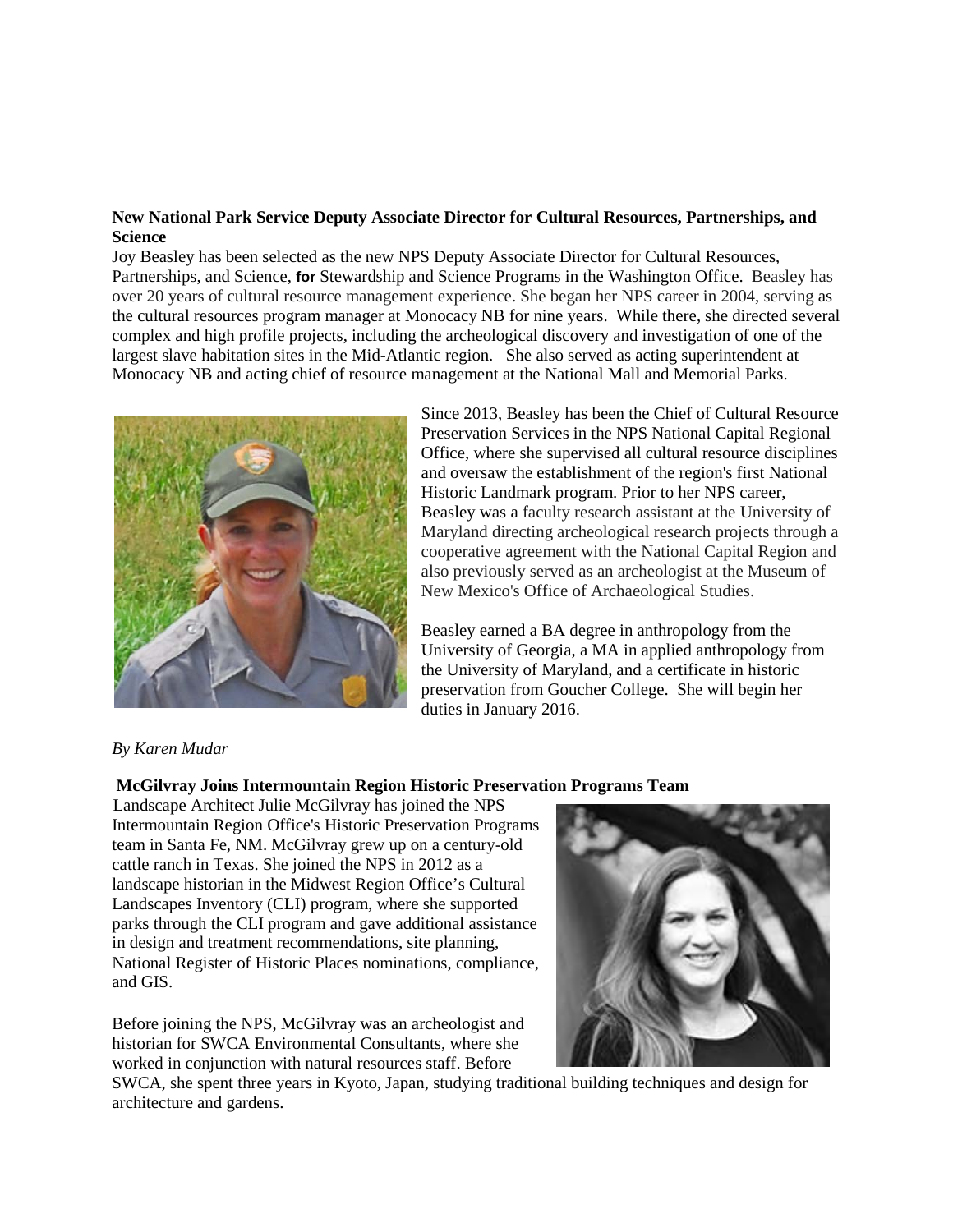**New National Park Service Deputy Associate Director for Cultural Resources, Partnerships, and Science**

Joy Beasley has been selected as the new NPS Deputy Associate Director for Cultural Resources, Partnerships, and Science, **for** Stewardship and Science Programs in the Washington Office. Beasley has over 20 years of cultural resource management experience. She began her NPS career in 2004, serving as the cultural resources program manager at Monocacy NB for nine years. While there, she directed several complex and high profile projects, including the archeological discovery and investigation of one of the largest slave habitation sites in the Mid-Atlantic region. She also served as acting superintendent at Monocacy NB and acting chief of resource management at the National Mall and Memorial Parks.

Since 2013, Beasley has been the Chief of Cultural Resource Preservation Services in the NPS National Capital Regional Office, where she supervised all cultural resource disciplines and oversaw the establishment of the region's first National Historic Landmark program. Prior to her NPS career, Beasley was a faculty research assistant at the University of Maryland directing archeological research projects through a cooperative agreement with the National Capital Region and also previously served as an archeologist at the Museum of New Mexico's Office of Archaeological Studies.

Beasley earned a BA degree in anthropology from the University of Georgia, a MA in applied anthropology from the University of Maryland, and a certificate in historic preservation from Goucher College. She will begin her duties in January 2016.

*By Karen Mudar*

**McGilvray Joins Intermountain Region Historic Preservation Programs Team**

Landscape Architect Julie McGilvray has joined the NPS Intermountain Region Office's Historic Preservation Programs team in Santa Fe, NM. McGilvray grew up on a century-old cattle ranch in Texas. She joined the NPS in 2012 as a landscape historian in the Midwest Region Office's Cultural Landscapes Inventory (CLI) program, where she supported parks through the CLI program and gave additional assistance in design and treatment recommendations, site planning, National Register of Historic Places nominations, compliance, and GIS.

Before joining the NPS, McGilvray was an archeologist and historian for SWCA Environmental Consultants, where she worked in conjunction with natural resources staff. Before SWCA, she spent three years in Kyoto, Japan, studying traditional building techniques and design for architecture and gardens.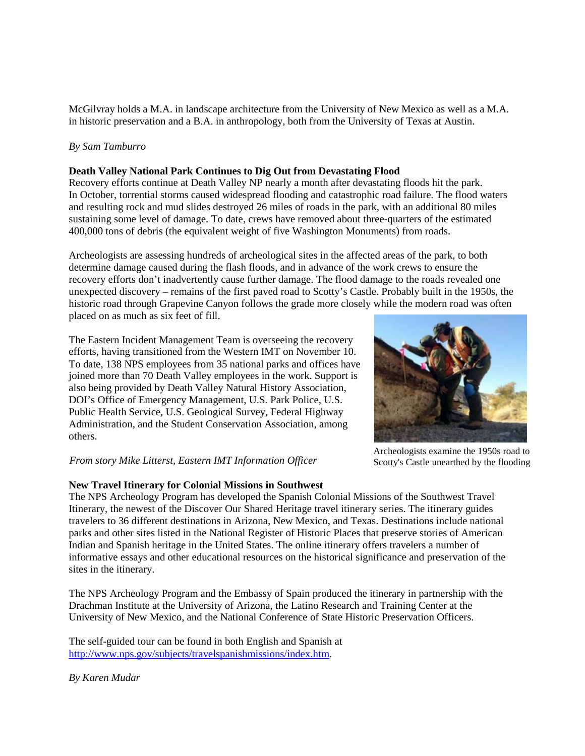McGilvray holds a M.A. in landscape architecture from the University of New Mexico as well as a M.A. in historic preservation and a B.A. in anthropology, both from the University of Texas at Austin.

*By Sam Tamburro*

**Death Valley National Park Continues to Dig Out from Devastating Flood**

Recovery efforts continue at Death Valley NP nearly a month after devastating floods hit the park. In October, torrential storms caused widespread flooding and catastrophic road failure. The flood waters and resulting rock and mud slides destroyed 26 miles of roads in the park, with an additional 80 miles sustaining some level of damage. To date, crews have removed about three-quarters of the estimated 400,000 tons of debris (the equivalent weight of five Washington Monuments) from roads.

Archeologists are assessing hundreds of archeological sites in the affected areas of the park, to both determine damage caused during the flash floods, and in advance of the work crews to ensure the recovery efforts don't inadvertently cause further damage. The flood damage to the roads revealed one unexpected discovery – remains of the first paved road to Scotty's Castle. Probably built in the 1950s, the historic road through Grapevine Canyon follows the grade more closely while the modern road was often placed on as much as six feet of fill.

The Eastern Incident Management Team is overseeing the recovery efforts, having transitioned from the Western IMT on November 10. To date, 138 NPS employees from 35 national parks and offices have joined more than 70 Death Valley employees in the work. Support is also being provided by Death Valley Natural History Association, DOI's Office of Emergency Management, U.S. Park Police, U.S. Public Health Service, U.S. Geological Survey, Federal Highway Administration, and the Student Conservation Association, among others.

Archeologists examine the 1950s road to Scotty's Castle unearthed by the flooding

*From story Mike Litterst, Eastern IMT Information Officer*

**New Travel Itinerary for Colonial Missions in Southwest**

The NPS Archeology Program has developed the Spanish Colonial Missions of the Southwest Travel Itinerary, the newest of the Discover Our Shared Heritage travel itinerary series. The itinerary guides travelers to 36 different destinations in Arizona, New Mexico, and Texas. Destinations include national parks and other sites listed in the National Register of Historic Places that preserve stories of American Indian and Spanish heritage in the United States. The online itinerary offers travelers a number of informative essays and other educational resources on the historical significance and preservation of the sites in the itinerary.

The NPS Archeology Program and the Embassy of Spain produced the itinerary in partnership with the Drachman Institute at the University of Arizona, the Latino Research and Training Center at the University of New Mexico, and the National Conference of State Historic Preservation Officers.

The self-guided tour can be found in both English and Spanish at http://www.nps.gov/subjects/travelspanishmissions/index.htm.

*By Karen Mudar*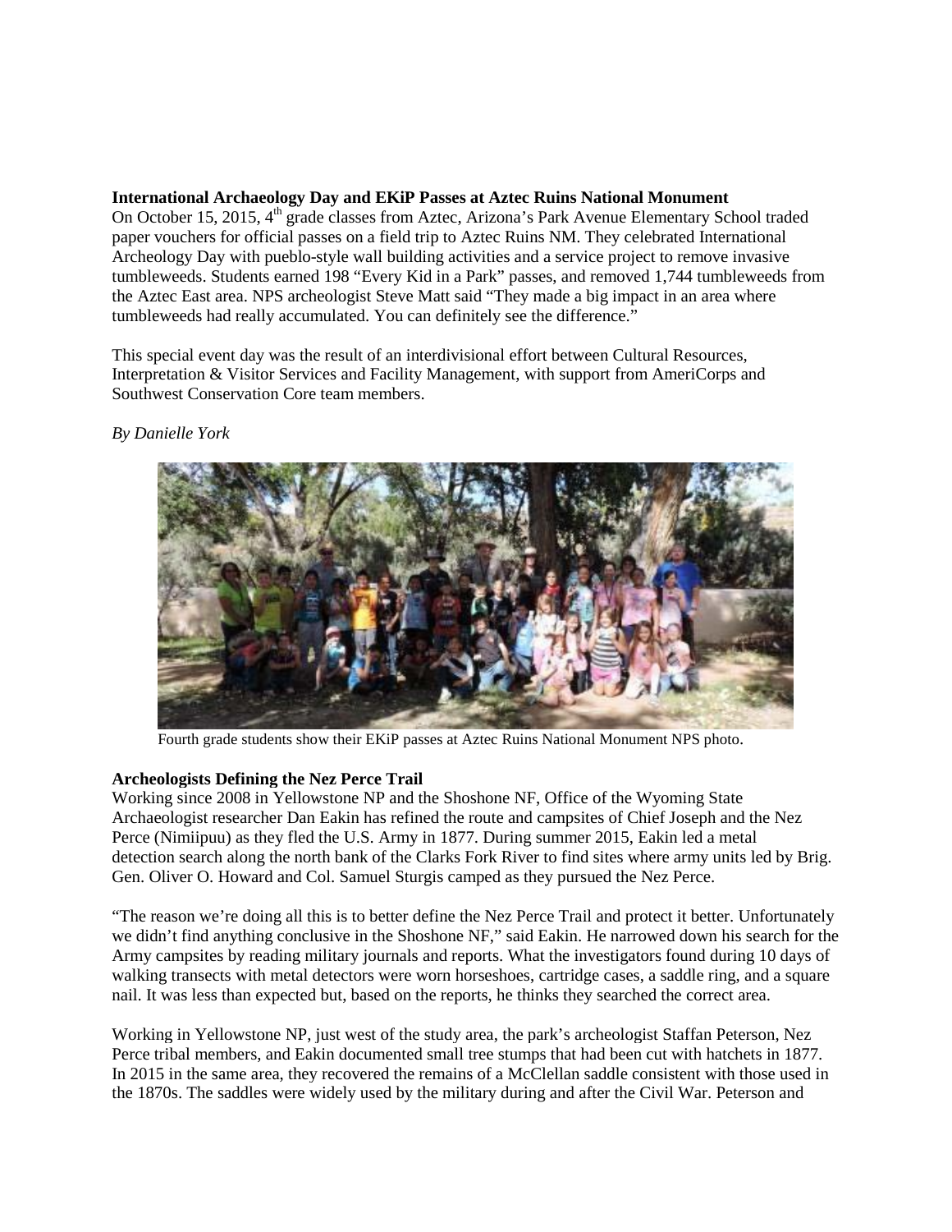**International Archaeology Day and EKiP Passes at Aztec Ruins National Monument**

On October 15, 2015, 4th grade classes from Aztec, Arizona's Park Avenue Elementary School traded paper vouchers for official passes on a field trip to Aztec Ruins NM. They celebrated International Archeology Day with pueblo-style wall building activities and a service project to remove invasive tumbleweeds. Students earned 198 "Every Kid in a Park" passes, and removed 1,744 tumbleweeds from the Aztec East area. NPS archeologist Steve Matt said "They made a big impact in an area where tumbleweeds had really accumulated. You can definitely see the difference."

This special event day was the result of an interdivisional effort between Cultural Resources, Interpretation & Visitor Services and Facility Management, with support from AmeriCorps and Southwest Conservation Core team members.

*By Danielle York*

Fourth grade students show their EKiP passes at Aztec Ruins National Monument NPS photo.

**Archeologists Defining the Nez Perce Trail**

Working since 2008 in Yellowstone NP and the Shoshone NF, Office of the Wyoming State Archaeologist researcher Dan Eakin has refined the route and campsites of Chief Joseph and the Nez Perce (Nimiipuu) as they fled the U.S. Army in 1877. During summer 2015, Eakin led a metal detection search along the north bank of the Clarks Fork River to find sites where army units led by Brig. Gen. Oliver O. Howard and Col. Samuel Sturgis camped as they pursued the Nez Perce.

"The reason we're doing all this is to better define the Nez Perce Trail and protect it better. Unfortunately we didn't find anything conclusive in the Shoshone NF," said Eakin. He narrowed down his search for the Army campsites by reading military journals and reports. What the investigators found during 10 days of walking transects with metal detectors were worn horseshoes, cartridge cases, a saddle ring, and a square nail. It was less than expected but, based on the reports, he thinks they searched the correct area.

Working in Yellowstone NP, just west of the study area, the park's archeologist Staffan Peterson, Nez Perce tribal members, and Eakin documented small tree stumps that had been cut with hatchets in 1877. In 2015 in the same area, they recovered the remains of a McClellan saddle consistent with those used in the 1870s. The saddles were widely used by the military during and after the Civil War. Peterson and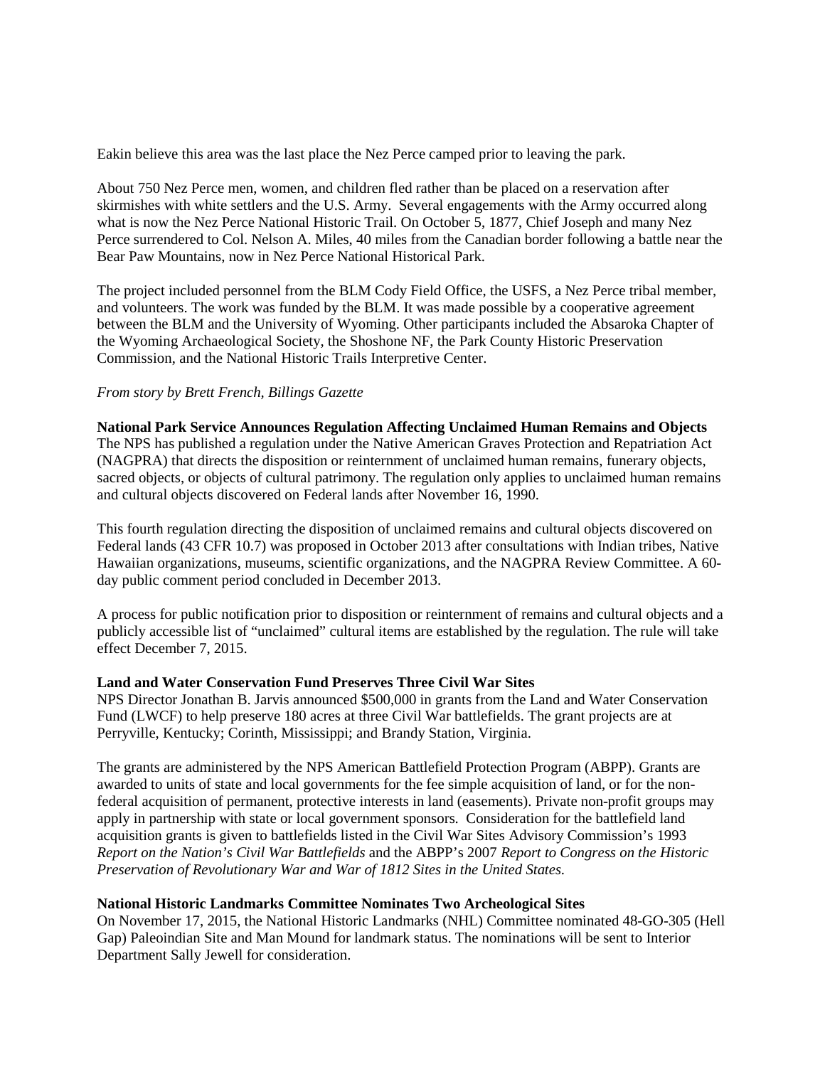Eakin believe this area was the last place the Nez Perce camped prior to leaving the park.

About 750 Nez Perce men, women, and children fled rather than be placed on a reservation after skirmishes with white settlers and the U.S. Army. Several engagements with the Army occurred along what is now the Nez Perce National Historic Trail. On October 5, 1877, Chief Joseph and many Nez Perce surrendered to Col. Nelson A. Miles, 40 miles from the Canadian border following a battle near the Bear Paw Mountains, now in Nez Perce National Historical Park.

The project included personnel from the BLM Cody Field Office, the USFS, a Nez Perce tribal member, and volunteers. The work was funded by the BLM. It was made possible by a cooperative agreement between the BLM and the University of Wyoming. Other participants included the Absaroka Chapter of the Wyoming Archaeological Society, the Shoshone NF, the Park County Historic Preservation Commission, and the National Historic Trails Interpretive Center.

*From story by Brett French, Billings Gazette*

**National Park Service Announces Regulation Affecting Unclaimed Human Remains and Objects**
The NPS has published a regulation under the Native American Graves Protection and Repatriation Act (NAGPRA) that directs the disposition or reinternment of unclaimed human remains, funerary objects, sacred objects, or objects of cultural patrimony. The regulation only applies to unclaimed human remains and cultural objects discovered on Federal lands after November 16, 1990.

This fourth regulation directing the disposition of unclaimed remains and cultural objects discovered on Federal lands (43 CFR 10.7) was proposed in October 2013 after consultations with Indian tribes, Native Hawaiian organizations, museums, scientific organizations, and the NAGPRA Review Committee. A 60-day public comment period concluded in December 2013.

A process for public notification prior to disposition or reinternment of remains and cultural objects and a publicly accessible list of "unclaimed" cultural items are established by the regulation. The rule will take effect December 7, 2015.

**Land and Water Conservation Fund Preserves Three Civil War Sites**
NPS Director Jonathan B. Jarvis announced $500,000 in grants from the Land and Water Conservation Fund (LWCF) to help preserve 180 acres at three Civil War battlefields. The grant projects are at Perryville, Kentucky; Corinth, Mississippi; and Brandy Station, Virginia.

The grants are administered by the NPS American Battlefield Protection Program (ABPP). Grants are awarded to units of state and local governments for the fee simple acquisition of land, or for the non-federal acquisition of permanent, protective interests in land (easements). Private non-profit groups may apply in partnership with state or local government sponsors. Consideration for the battlefield land acquisition grants is given to battlefields listed in the Civil War Sites Advisory Commission's 1993 *Report on the Nation's Civil War Battlefields* and the ABPP's 2007 *Report to Congress on the Historic Preservation of Revolutionary War and War of 1812 Sites in the United States.*

**National Historic Landmarks Committee Nominates Two Archeological Sites**
On November 17, 2015, the National Historic Landmarks (NHL) Committee nominated 48-GO-305 (Hell Gap) Paleoindian Site and Man Mound for landmark status. The nominations will be sent to Interior Department Sally Jewell for consideration.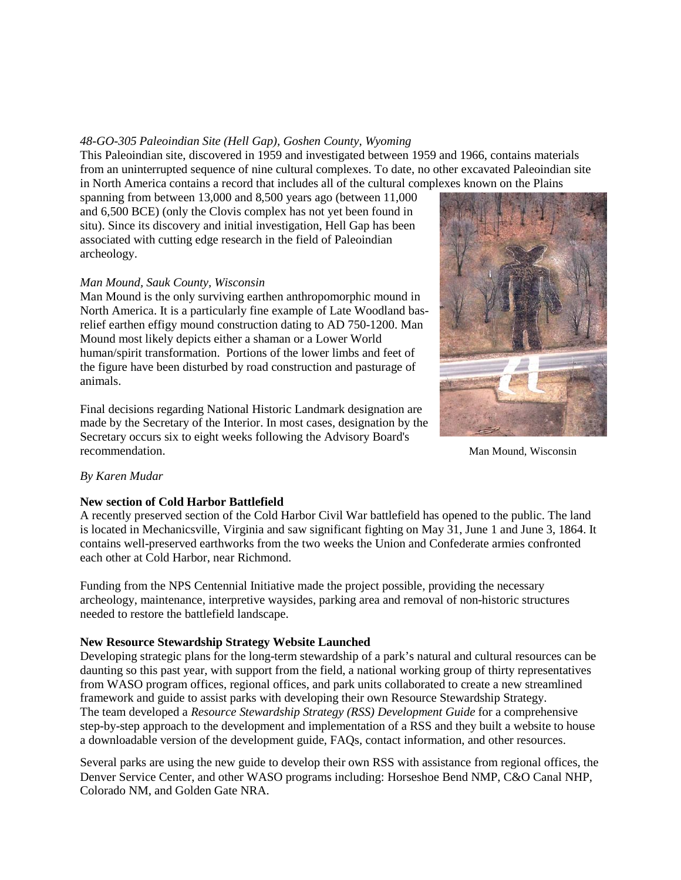*48-GO-305 Paleoindian Site (Hell Gap), Goshen County, Wyoming*

This Paleoindian site, discovered in 1959 and investigated between 1959 and 1966, contains materials from an uninterrupted sequence of nine cultural complexes. To date, no other excavated Paleoindian site in North America contains a record that includes all of the cultural complexes known on the Plains spanning from between 13,000 and 8,500 years ago (between 11,000 and 6,500 BCE) (only the Clovis complex has not yet been found in situ). Since its discovery and initial investigation, Hell Gap has been associated with cutting edge research in the field of Paleoindian archeology.

*Man Mound, Sauk County, Wisconsin*

Man Mound is the only surviving earthen anthropomorphic mound in North America. It is a particularly fine example of Late Woodland bas-relief earthen effigy mound construction dating to AD 750-1200. Man Mound most likely depicts either a shaman or a Lower World human/spirit transformation. Portions of the lower limbs and feet of the figure have been disturbed by road construction and pasturage of animals.

Man Mound, Wisconsin

Final decisions regarding National Historic Landmark designation are made by the Secretary of the Interior. In most cases, designation by the Secretary occurs six to eight weeks following the Advisory Board's recommendation.

*By Karen Mudar*

**New section of Cold Harbor Battlefield**

A recently preserved section of the Cold Harbor Civil War battlefield has opened to the public. The land is located in Mechanicsville, Virginia and saw significant fighting on May 31, June 1 and June 3, 1864. It contains well-preserved earthworks from the two weeks the Union and Confederate armies confronted each other at Cold Harbor, near Richmond.

Funding from the NPS Centennial Initiative made the project possible, providing the necessary archeology, maintenance, interpretive waysides, parking area and removal of non-historic structures needed to restore the battlefield landscape.

**New Resource Stewardship Strategy Website Launched**

Developing strategic plans for the long-term stewardship of a park's natural and cultural resources can be daunting so this past year, with support from the field, a national working group of thirty representatives from WASO program offices, regional offices, and park units collaborated to create a new streamlined framework and guide to assist parks with developing their own Resource Stewardship Strategy.
The team developed a *Resource Stewardship Strategy (RSS) Development Guide* for a comprehensive step-by-step approach to the development and implementation of a RSS and they built a website to house a downloadable version of the development guide, FAQs, contact information, and other resources.

Several parks are using the new guide to develop their own RSS with assistance from regional offices, the Denver Service Center, and other WASO programs including: Horseshoe Bend NMP, C&O Canal NHP, Colorado NM, and Golden Gate NRA.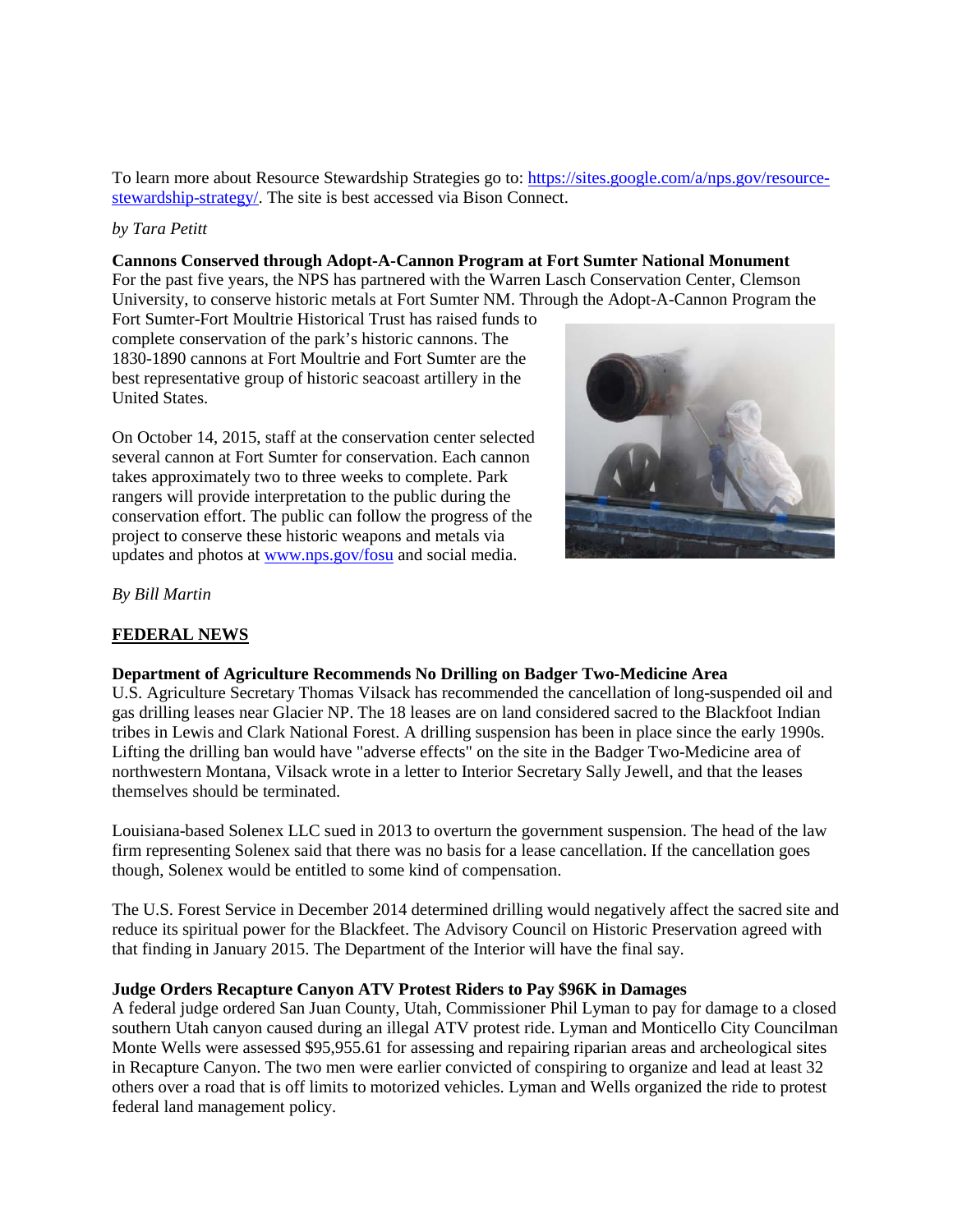To learn more about Resource Stewardship Strategies go to: [https://sites.google.com/a/nps.gov/resource-stewardship-strategy/](https://sites.google.com/a/nps.gov/resource-stewardship-strategy/). The site is best accessed via Bison Connect.

*by Tara Petitt*

**Cannons Conserved through Adopt-A-Cannon Program at Fort Sumter National Monument**
For the past five years, the NPS has partnered with the Warren Lasch Conservation Center, Clemson University, to conserve historic metals at Fort Sumter NM. Through the Adopt-A-Cannon Program the Fort Sumter-Fort Moultrie Historical Trust has raised funds to complete conservation of the park's historic cannons. The 1830-1890 cannons at Fort Moultrie and Fort Sumter are the best representative group of historic seacoast artillery in the United States.

On October 14, 2015, staff at the conservation center selected several cannon at Fort Sumter for conservation. Each cannon takes approximately two to three weeks to complete. Park rangers will provide interpretation to the public during the conservation effort. The public can follow the progress of the project to conserve these historic weapons and metals via updates and photos at [www.nps.gov/fosu](www.nps.gov/fosu) and social media.

*By Bill Martin*

## FEDERAL NEWS

**Department of Agriculture Recommends No Drilling on Badger Two-Medicine Area**
U.S. Agriculture Secretary Thomas Vilsack has recommended the cancellation of long-suspended oil and gas drilling leases near Glacier NP. The 18 leases are on land considered sacred to the Blackfoot Indian tribes in Lewis and Clark National Forest. A drilling suspension has been in place since the early 1990s. Lifting the drilling ban would have "adverse effects" on the site in the Badger Two-Medicine area of northwestern Montana, Vilsack wrote in a letter to Interior Secretary Sally Jewell, and that the leases themselves should be terminated.

Louisiana-based Solenex LLC sued in 2013 to overturn the government suspension. The head of the law firm representing Solenex said that there was no basis for a lease cancellation. If the cancellation goes though, Solenex would be entitled to some kind of compensation.

The U.S. Forest Service in December 2014 determined drilling would negatively affect the sacred site and reduce its spiritual power for the Blackfeet. The Advisory Council on Historic Preservation agreed with that finding in January 2015. The Department of the Interior will have the final say.

**Judge Orders Recapture Canyon ATV Protest Riders to Pay $96K in Damages**
A federal judge ordered San Juan County, Utah, Commissioner Phil Lyman to pay for damage to a closed southern Utah canyon caused during an illegal ATV protest ride. Lyman and Monticello City Councilman Monte Wells were assessed $95,955.61 for assessing and repairing riparian areas and archeological sites in Recapture Canyon. The two men were earlier convicted of conspiring to organize and lead at least 32 others over a road that is off limits to motorized vehicles. Lyman and Wells organized the ride to protest federal land management policy.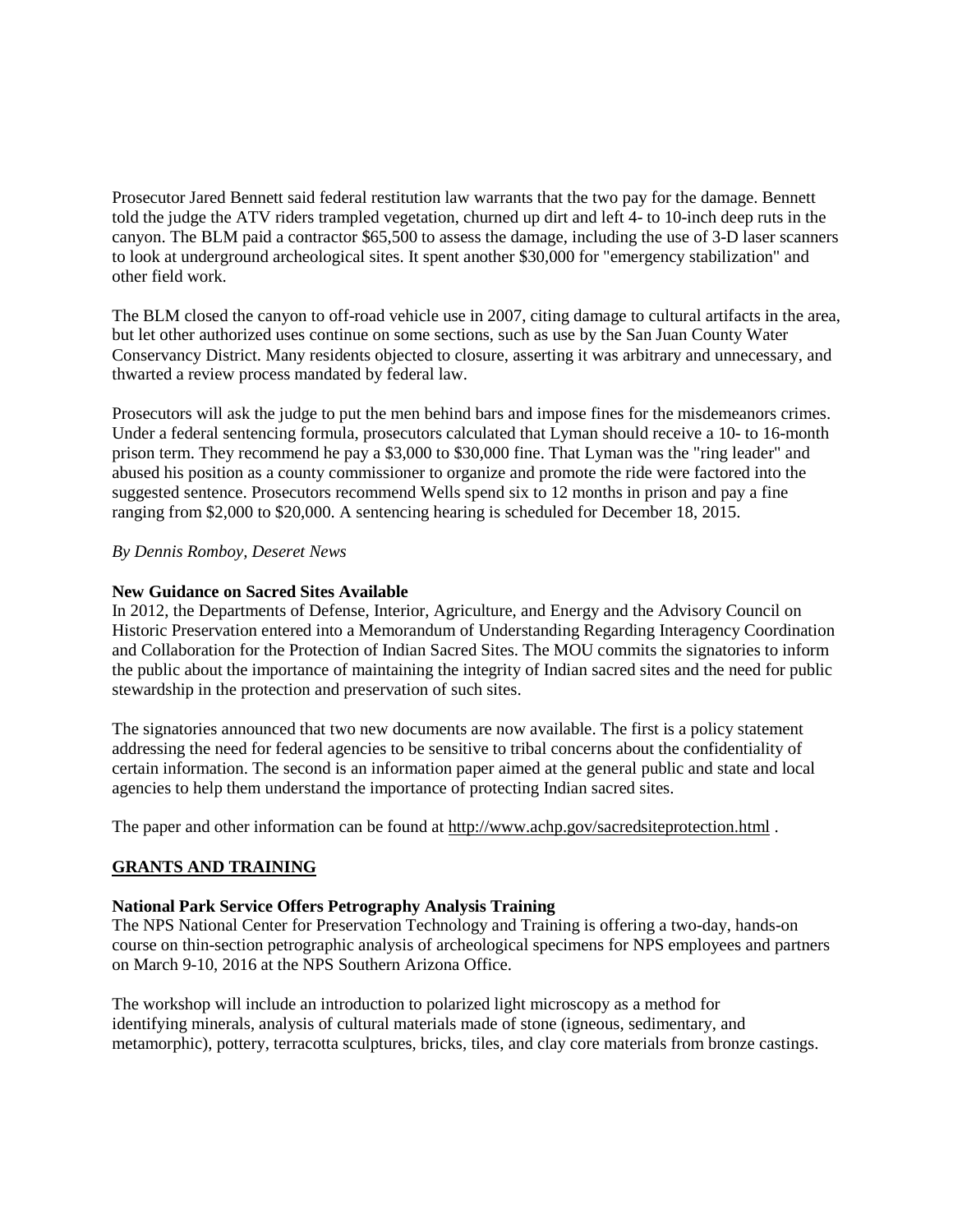Prosecutor Jared Bennett said federal restitution law warrants that the two pay for the damage. Bennett told the judge the ATV riders trampled vegetation, churned up dirt and left 4- to 10-inch deep ruts in the canyon. The BLM paid a contractor $65,500 to assess the damage, including the use of 3-D laser scanners to look at underground archeological sites. It spent another $30,000 for "emergency stabilization" and other field work.

The BLM closed the canyon to off-road vehicle use in 2007, citing damage to cultural artifacts in the area, but let other authorized uses continue on some sections, such as use by the San Juan County Water Conservancy District. Many residents objected to closure, asserting it was arbitrary and unnecessary, and thwarted a review process mandated by federal law.

Prosecutors will ask the judge to put the men behind bars and impose fines for the misdemeanors crimes. Under a federal sentencing formula, prosecutors calculated that Lyman should receive a 10- to 16-month prison term. They recommend he pay a $3,000 to $30,000 fine. That Lyman was the "ring leader" and abused his position as a county commissioner to organize and promote the ride were factored into the suggested sentence. Prosecutors recommend Wells spend six to 12 months in prison and pay a fine ranging from $2,000 to $20,000. A sentencing hearing is scheduled for December 18, 2015.

*By Dennis Romboy, Deseret News*

**New Guidance on Sacred Sites Available**

In 2012, the Departments of Defense, Interior, Agriculture, and Energy and the Advisory Council on Historic Preservation entered into a Memorandum of Understanding Regarding Interagency Coordination and Collaboration for the Protection of Indian Sacred Sites. The MOU commits the signatories to inform the public about the importance of maintaining the integrity of Indian sacred sites and the need for public stewardship in the protection and preservation of such sites.

The signatories announced that two new documents are now available. The first is a policy statement addressing the need for federal agencies to be sensitive to tribal concerns about the confidentiality of certain information. The second is an information paper aimed at the general public and state and local agencies to help them understand the importance of protecting Indian sacred sites.

The paper and other information can be found at http://www.achp.gov/sacredsiteprotection.html .

## GRANTS AND TRAINING

**National Park Service Offers Petrography Analysis Training**

The NPS National Center for Preservation Technology and Training is offering a two-day, hands-on course on thin-section petrographic analysis of archeological specimens for NPS employees and partners on March 9-10, 2016 at the NPS Southern Arizona Office.

The workshop will include an introduction to polarized light microscopy as a method for identifying minerals, analysis of cultural materials made of stone (igneous, sedimentary, and metamorphic), pottery, terracotta sculptures, bricks, tiles, and clay core materials from bronze castings.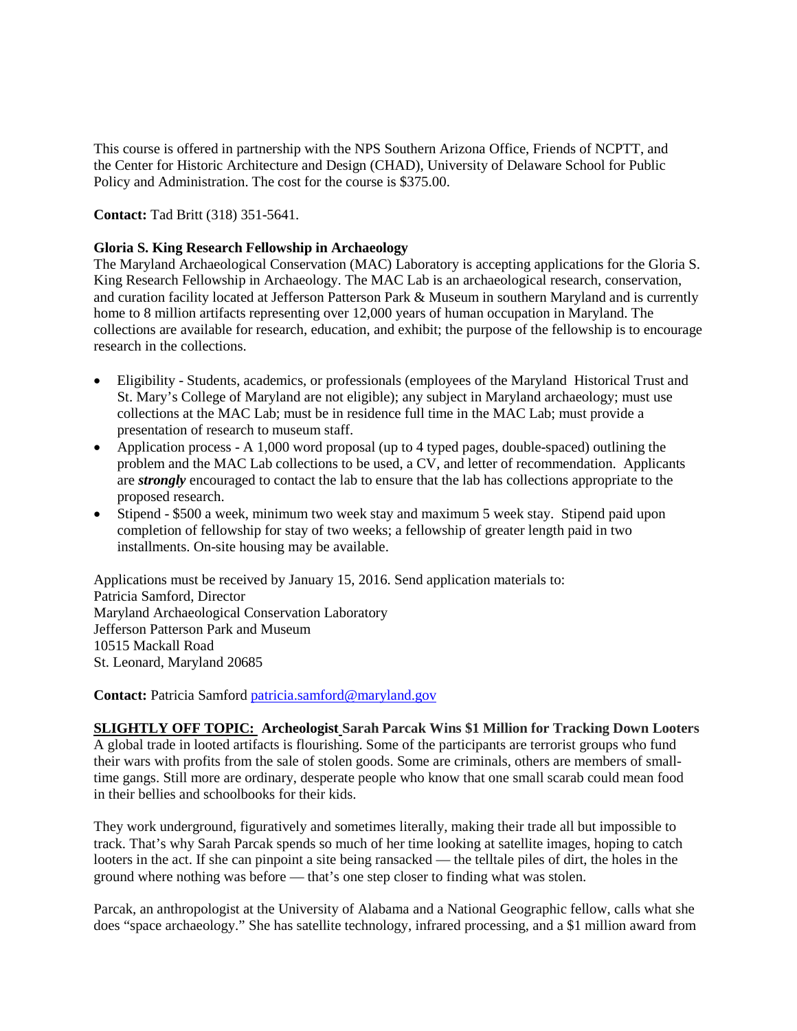This course is offered in partnership with the NPS Southern Arizona Office, Friends of NCPTT, and the Center for Historic Architecture and Design (CHAD), University of Delaware School for Public Policy and Administration. The cost for the course is $375.00.

**Contact:** Tad Britt (318) 351-5641.

**Gloria S. King Research Fellowship in Archaeology**

The Maryland Archaeological Conservation (MAC) Laboratory is accepting applications for the Gloria S. King Research Fellowship in Archaeology. The MAC Lab is an archaeological research, conservation, and curation facility located at Jefferson Patterson Park & Museum in southern Maryland and is currently home to 8 million artifacts representing over 12,000 years of human occupation in Maryland. The collections are available for research, education, and exhibit; the purpose of the fellowship is to encourage research in the collections.

- Eligibility - Students, academics, or professionals (employees of the Maryland Historical Trust and St. Mary's College of Maryland are not eligible); any subject in Maryland archaeology; must use collections at the MAC Lab; must be in residence full time in the MAC Lab; must provide a presentation of research to museum staff.
- Application process - A 1,000 word proposal (up to 4 typed pages, double-spaced) outlining the problem and the MAC Lab collections to be used, a CV, and letter of recommendation. Applicants are ***strongly*** encouraged to contact the lab to ensure that the lab has collections appropriate to the proposed research.
- Stipend - $500 a week, minimum two week stay and maximum 5 week stay. Stipend paid upon completion of fellowship for stay of two weeks; a fellowship of greater length paid in two installments. On-site housing may be available.

Applications must be received by January 15, 2016. Send application materials to:
Patricia Samford, Director
Maryland Archaeological Conservation Laboratory
Jefferson Patterson Park and Museum
10515 Mackall Road
St. Leonard, Maryland 20685

**Contact:** Patricia Samford patricia.samford@maryland.gov

**SLIGHTLY OFF TOPIC: Archeologist Sarah Parcak Wins $1 Million for Tracking Down Looters**

A global trade in looted artifacts is flourishing. Some of the participants are terrorist groups who fund their wars with profits from the sale of stolen goods. Some are criminals, others are members of small-time gangs. Still more are ordinary, desperate people who know that one small scarab could mean food in their bellies and schoolbooks for their kids.

They work underground, figuratively and sometimes literally, making their trade all but impossible to track. That's why Sarah Parcak spends so much of her time looking at satellite images, hoping to catch looters in the act. If she can pinpoint a site being ransacked — the telltale piles of dirt, the holes in the ground where nothing was before — that's one step closer to finding what was stolen.

Parcak, an anthropologist at the University of Alabama and a National Geographic fellow, calls what she does "space archaeology." She has satellite technology, infrared processing, and a $1 million award from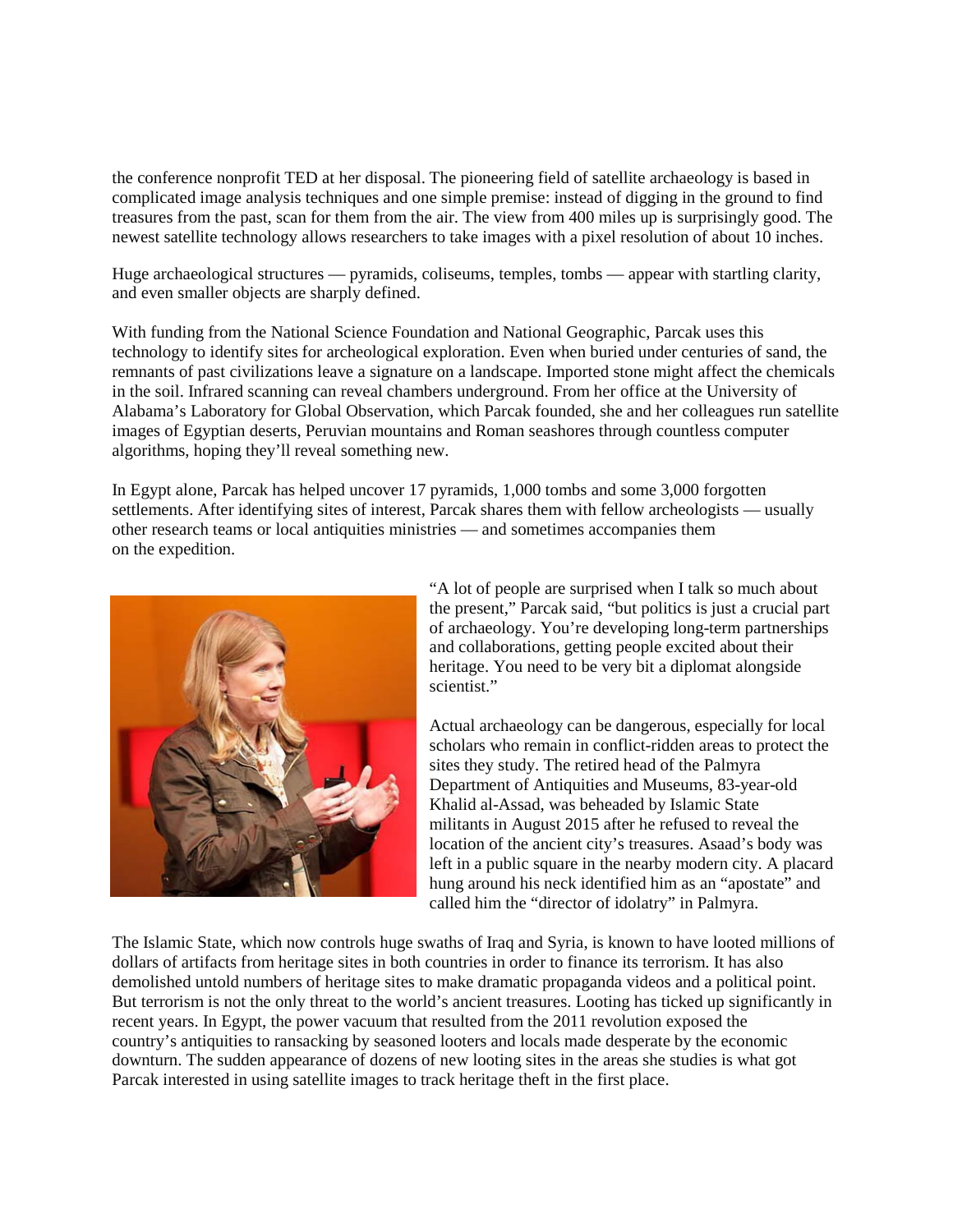the conference nonprofit TED at her disposal. The pioneering field of satellite archaeology is based in complicated image analysis techniques and one simple premise: instead of digging in the ground to find treasures from the past, scan for them from the air. The view from 400 miles up is surprisingly good. The newest satellite technology allows researchers to take images with a pixel resolution of about 10 inches.

Huge archaeological structures — pyramids, coliseums, temples, tombs — appear with startling clarity, and even smaller objects are sharply defined.

With funding from the National Science Foundation and National Geographic, Parcak uses this technology to identify sites for archeological exploration. Even when buried under centuries of sand, the remnants of past civilizations leave a signature on a landscape. Imported stone might affect the chemicals in the soil. Infrared scanning can reveal chambers underground. From her office at the University of Alabama's Laboratory for Global Observation, which Parcak founded, she and her colleagues run satellite images of Egyptian deserts, Peruvian mountains and Roman seashores through countless computer algorithms, hoping they'll reveal something new.

In Egypt alone, Parcak has helped uncover 17 pyramids, 1,000 tombs and some 3,000 forgotten settlements. After identifying sites of interest, Parcak shares them with fellow archeologists — usually other research teams or local antiquities ministries — and sometimes accompanies them on the expedition.

"A lot of people are surprised when I talk so much about the present," Parcak said, "but politics is just a crucial part of archaeology. You're developing long-term partnerships and collaborations, getting people excited about their heritage. You need to be very bit a diplomat alongside scientist."

Actual archaeology can be dangerous, especially for local scholars who remain in conflict-ridden areas to protect the sites they study. The retired head of the Palmyra Department of Antiquities and Museums, 83-year-old Khalid al-Assad, was beheaded by Islamic State militants in August 2015 after he refused to reveal the location of the ancient city's treasures. Asaad's body was left in a public square in the nearby modern city. A placard hung around his neck identified him as an "apostate" and called him the "director of idolatry" in Palmyra.

The Islamic State, which now controls huge swaths of Iraq and Syria, is known to have looted millions of dollars of artifacts from heritage sites in both countries in order to finance its terrorism. It has also demolished untold numbers of heritage sites to make dramatic propaganda videos and a political point. But terrorism is not the only threat to the world's ancient treasures. Looting has ticked up significantly in recent years. In Egypt, the power vacuum that resulted from the 2011 revolution exposed the country's antiquities to ransacking by seasoned looters and locals made desperate by the economic downturn. The sudden appearance of dozens of new looting sites in the areas she studies is what got Parcak interested in using satellite images to track heritage theft in the first place.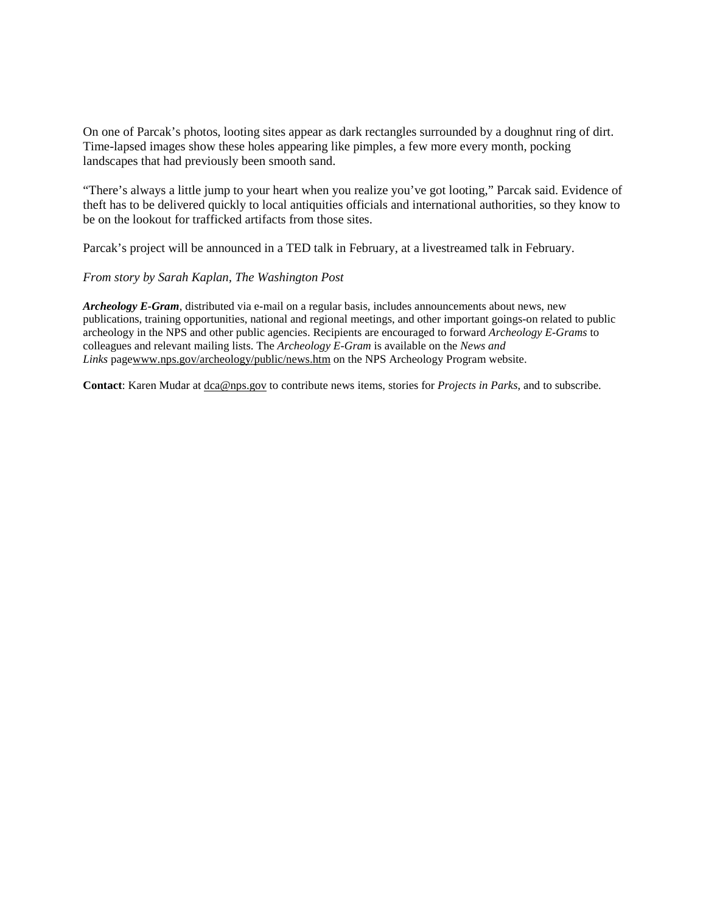On one of Parcak's photos, looting sites appear as dark rectangles surrounded by a doughnut ring of dirt. Time-lapsed images show these holes appearing like pimples, a few more every month, pocking landscapes that had previously been smooth sand.

"There's always a little jump to your heart when you realize you've got looting," Parcak said. Evidence of theft has to be delivered quickly to local antiquities officials and international authorities, so they know to be on the lookout for trafficked artifacts from those sites.

Parcak's project will be announced in a TED talk in February, at a livestreamed talk in February.

*From story by Sarah Kaplan, The Washington Post*

***Archeology E-Gram***, distributed via e-mail on a regular basis, includes announcements about news, new publications, training opportunities, national and regional meetings, and other important goings-on related to public archeology in the NPS and other public agencies. Recipients are encouraged to forward *Archeology E-Grams* to colleagues and relevant mailing lists. The *Archeology E-Gram* is available on the *News and Links* pagewww.nps.gov/archeology/public/news.htm on the NPS Archeology Program website.

**Contact**: Karen Mudar at dca@nps.gov to contribute news items, stories for *Projects in Parks*, and to subscribe.